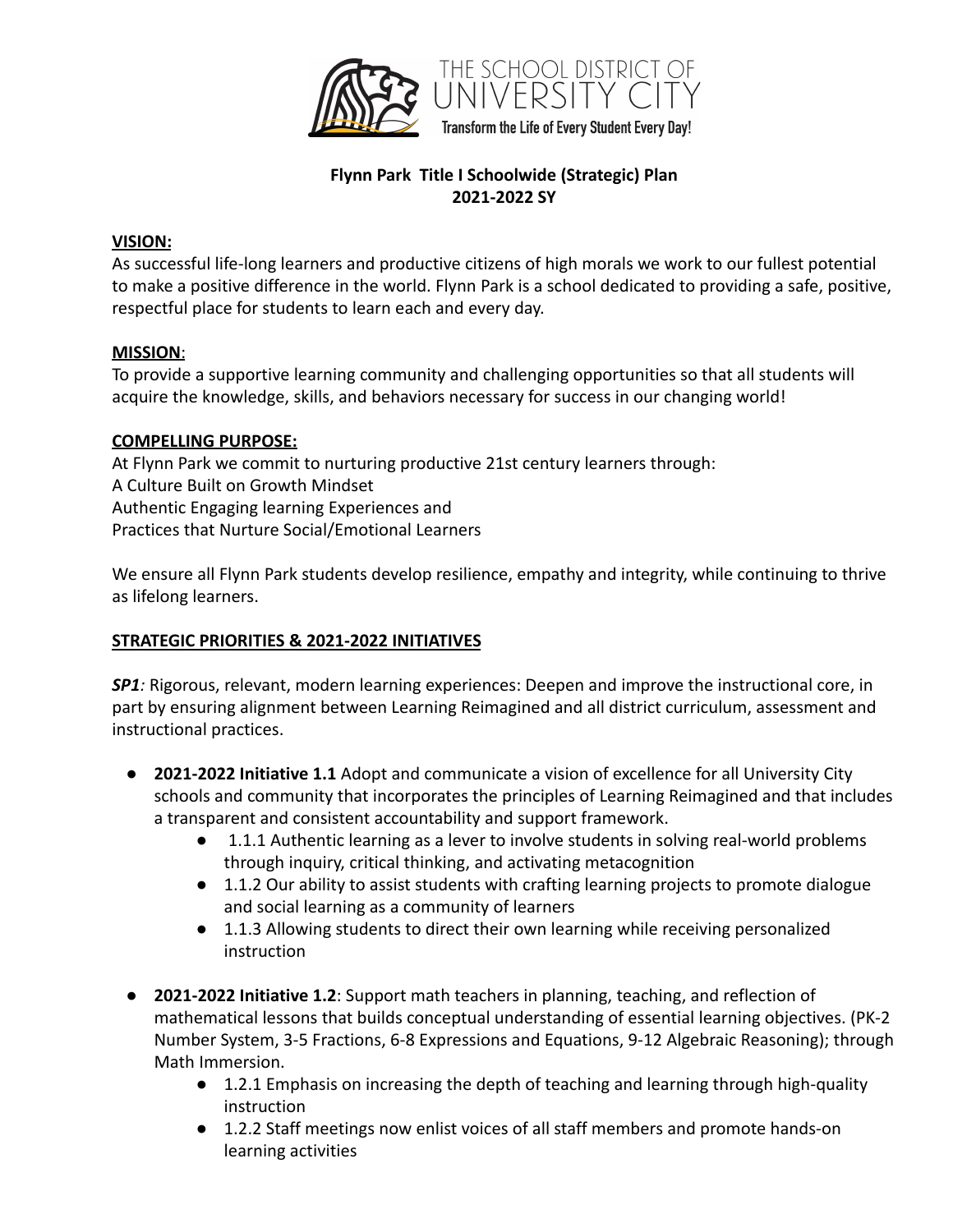THE SCHOOL DISTRICT OF UNIVERSITY CITY

Transform the Life of Every Student Every Day!

# Flynn Park Title I Schoolwide (Strategic) Plan
# 2021-2022 SY

## VISION:

As successful life-long learners and productive citizens of high morals we work to our fullest potential to make a positive difference in the world. Flynn Park is a school dedicated to providing a safe, positive, respectful place for students to learn each and every day.

## MISSION:

To provide a supportive learning community and challenging opportunities so that all students will acquire the knowledge, skills, and behaviors necessary for success in our changing world!

## COMPELLING PURPOSE:

At Flynn Park we commit to nurturing productive 21st century learners through:
A Culture Built on Growth Mindset
Authentic Engaging learning Experiences and
Practices that Nurture Social/Emotional Learners

We ensure all Flynn Park students develop resilience, empathy and integrity, while continuing to thrive as lifelong learners.

## STRATEGIC PRIORITIES & 2021-2022 INITIATIVES

***SP1**:* Rigorous, relevant, modern learning experiences: Deepen and improve the instructional core, in part by ensuring alignment between Learning Reimagined and all district curriculum, assessment and instructional practices.

- **2021-2022 Initiative 1.1** Adopt and communicate a vision of excellence for all University City schools and community that incorporates the principles of Learning Reimagined and that includes a transparent and consistent accountability and support framework.
  - 1.1.1 Authentic learning as a lever to involve students in solving real-world problems through inquiry, critical thinking, and activating metacognition
  - 1.1.2 Our ability to assist students with crafting learning projects to promote dialogue and social learning as a community of learners
  - 1.1.3 Allowing students to direct their own learning while receiving personalized instruction
- **2021-2022 Initiative 1.2**: Support math teachers in planning, teaching, and reflection of mathematical lessons that builds conceptual understanding of essential learning objectives. (PK-2 Number System, 3-5 Fractions, 6-8 Expressions and Equations, 9-12 Algebraic Reasoning); through Math Immersion.
  - 1.2.1 Emphasis on increasing the depth of teaching and learning through high-quality instruction
  - 1.2.2 Staff meetings now enlist voices of all staff members and promote hands-on learning activities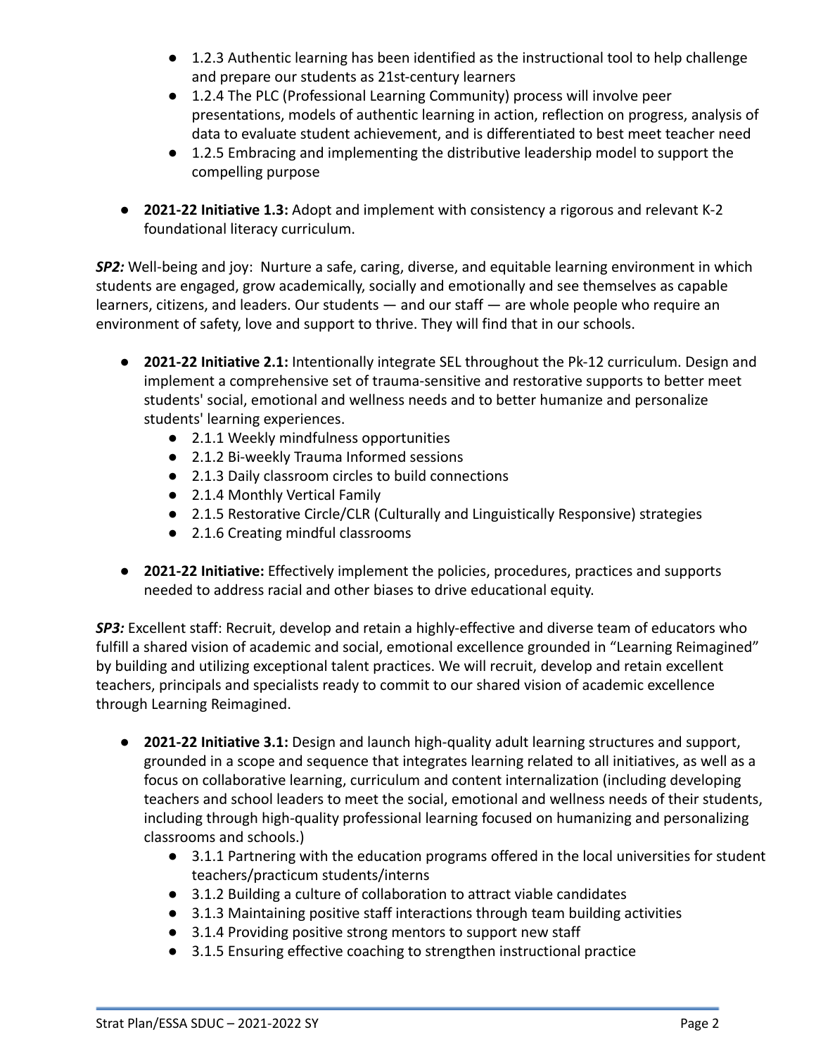- 1.2.3 Authentic learning has been identified as the instructional tool to help challenge and prepare our students as 21st-century learners
- 1.2.4 The PLC (Professional Learning Community) process will involve peer presentations, models of authentic learning in action, reflection on progress, analysis of data to evaluate student achievement, and is differentiated to best meet teacher need
- 1.2.5 Embracing and implementing the distributive leadership model to support the compelling purpose

- **2021-22 Initiative 1.3:** Adopt and implement with consistency a rigorous and relevant K-2 foundational literacy curriculum.

***SP2:*** Well-being and joy: Nurture a safe, caring, diverse, and equitable learning environment in which students are engaged, grow academically, socially and emotionally and see themselves as capable learners, citizens, and leaders. Our students — and our staff — are whole people who require an environment of safety, love and support to thrive. They will find that in our schools.

- **2021-22 Initiative 2.1:** Intentionally integrate SEL throughout the Pk-12 curriculum. Design and implement a comprehensive set of trauma-sensitive and restorative supports to better meet students' social, emotional and wellness needs and to better humanize and personalize students' learning experiences.
  - 2.1.1 Weekly mindfulness opportunities
  - 2.1.2 Bi-weekly Trauma Informed sessions
  - 2.1.3 Daily classroom circles to build connections
  - 2.1.4 Monthly Vertical Family
  - 2.1.5 Restorative Circle/CLR (Culturally and Linguistically Responsive) strategies
  - 2.1.6 Creating mindful classrooms

- **2021-22 Initiative:** Effectively implement the policies, procedures, practices and supports needed to address racial and other biases to drive educational equity.

***SP3:*** Excellent staff: Recruit, develop and retain a highly-effective and diverse team of educators who fulfill a shared vision of academic and social, emotional excellence grounded in "Learning Reimagined" by building and utilizing exceptional talent practices. We will recruit, develop and retain excellent teachers, principals and specialists ready to commit to our shared vision of academic excellence through Learning Reimagined.

- **2021-22 Initiative 3.1:** Design and launch high-quality adult learning structures and support, grounded in a scope and sequence that integrates learning related to all initiatives, as well as a focus on collaborative learning, curriculum and content internalization (including developing teachers and school leaders to meet the social, emotional and wellness needs of their students, including through high-quality professional learning focused on humanizing and personalizing classrooms and schools.)
  - 3.1.1 Partnering with the education programs offered in the local universities for student teachers/practicum students/interns
  - 3.1.2 Building a culture of collaboration to attract viable candidates
  - 3.1.3 Maintaining positive staff interactions through team building activities
  - 3.1.4 Providing positive strong mentors to support new staff
  - 3.1.5 Ensuring effective coaching to strengthen instructional practice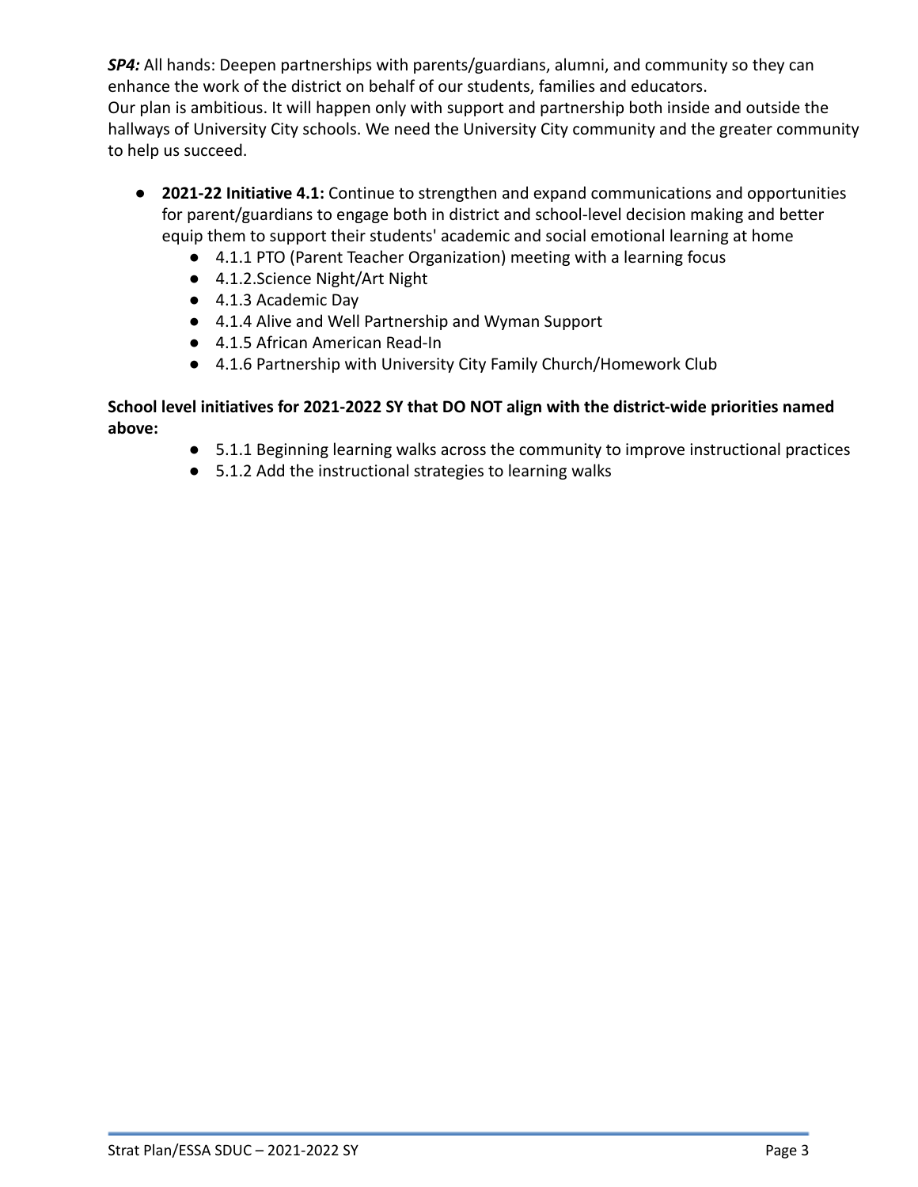***SP4:*** All hands: Deepen partnerships with parents/guardians, alumni, and community so they can enhance the work of the district on behalf of our students, families and educators.
Our plan is ambitious. It will happen only with support and partnership both inside and outside the hallways of University City schools. We need the University City community and the greater community to help us succeed.

- **2021-22 Initiative 4.1:** Continue to strengthen and expand communications and opportunities for parent/guardians to engage both in district and school-level decision making and better equip them to support their students' academic and social emotional learning at home
    - 4.1.1 PTO (Parent Teacher Organization) meeting with a learning focus
    - 4.1.2.Science Night/Art Night
    - 4.1.3 Academic Day
    - 4.1.4 Alive and Well Partnership and Wyman Support
    - 4.1.5 African American Read-In
    - 4.1.6 Partnership with University City Family Church/Homework Club

**School level initiatives for 2021-2022 SY that DO NOT align with the district-wide priorities named above:**

- 5.1.1 Beginning learning walks across the community to improve instructional practices
- 5.1.2 Add the instructional strategies to learning walks